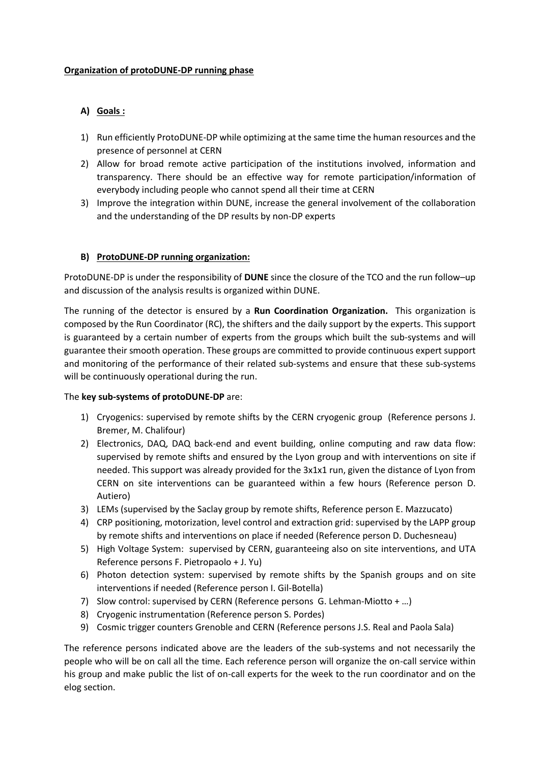**Organization of protoDUNE-DP running phase**

## A) Goals :

1) Run efficiently ProtoDUNE-DP while optimizing at the same time the human resources and the presence of personnel at CERN
2) Allow for broad remote active participation of the institutions involved, information and transparency. There should be an effective way for remote participation/information of everybody including people who cannot spend all their time at CERN
3) Improve the integration within DUNE, increase the general involvement of the collaboration and the understanding of the DP results by non-DP experts

## B) ProtoDUNE-DP running organization:

ProtoDUNE-DP is under the responsibility of **DUNE** since the closure of the TCO and the run follow–up and discussion of the analysis results is organized within DUNE.

The running of the detector is ensured by a **Run Coordination Organization.** This organization is composed by the Run Coordinator (RC), the shifters and the daily support by the experts. This support is guaranteed by a certain number of experts from the groups which built the sub-systems and will guarantee their smooth operation. These groups are committed to provide continuous expert support and monitoring of the performance of their related sub-systems and ensure that these sub-systems will be continuously operational during the run.

The **key sub-systems of protoDUNE-DP** are:

1) Cryogenics: supervised by remote shifts by the CERN cryogenic group (Reference persons J. Bremer, M. Chalifour)
2) Electronics, DAQ, DAQ back-end and event building, online computing and raw data flow: supervised by remote shifts and ensured by the Lyon group and with interventions on site if needed. This support was already provided for the 3x1x1 run, given the distance of Lyon from CERN on site interventions can be guaranteed within a few hours (Reference person D. Autiero)
3) LEMs (supervised by the Saclay group by remote shifts, Reference person E. Mazzucato)
4) CRP positioning, motorization, level control and extraction grid: supervised by the LAPP group by remote shifts and interventions on place if needed (Reference person D. Duchesneau)
5) High Voltage System: supervised by CERN, guaranteeing also on site interventions, and UTA Reference persons F. Pietropaolo + J. Yu)
6) Photon detection system: supervised by remote shifts by the Spanish groups and on site interventions if needed (Reference person I. Gil-Botella)
7) Slow control: supervised by CERN (Reference persons G. Lehman-Miotto + …)
8) Cryogenic instrumentation (Reference person S. Pordes)
9) Cosmic trigger counters Grenoble and CERN (Reference persons J.S. Real and Paola Sala)

The reference persons indicated above are the leaders of the sub-systems and not necessarily the people who will be on call all the time. Each reference person will organize the on-call service within his group and make public the list of on-call experts for the week to the run coordinator and on the elog section.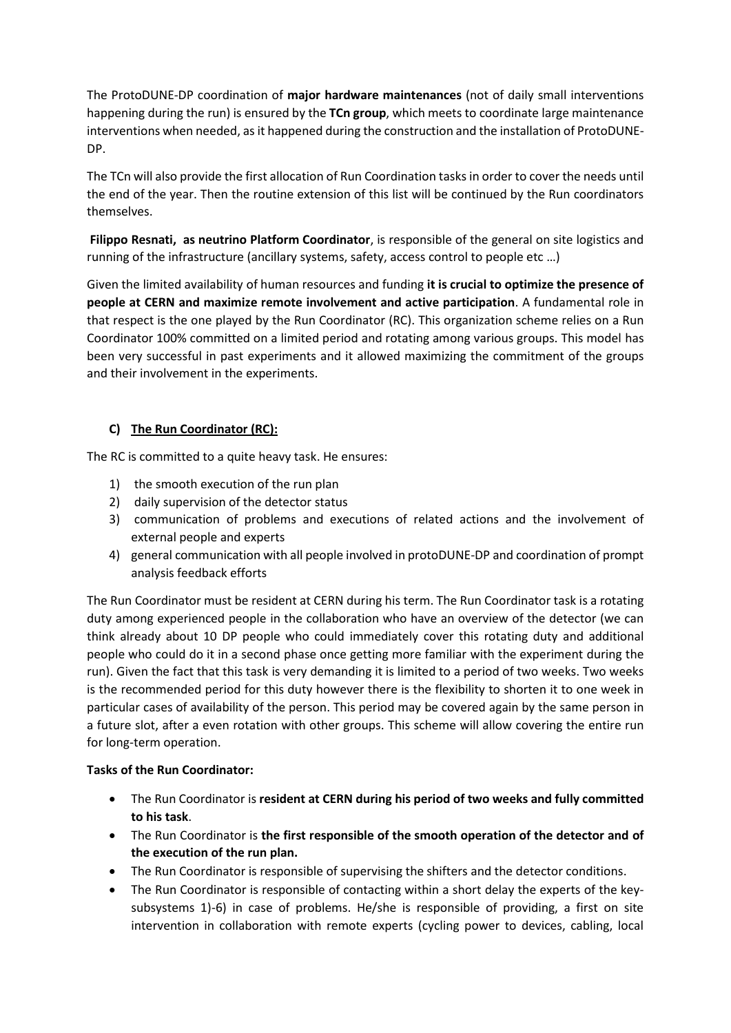The ProtoDUNE-DP coordination of **major hardware maintenances** (not of daily small interventions happening during the run) is ensured by the **TCn group**, which meets to coordinate large maintenance interventions when needed, as it happened during the construction and the installation of ProtoDUNE-DP.

The TCn will also provide the first allocation of Run Coordination tasks in order to cover the needs until the end of the year. Then the routine extension of this list will be continued by the Run coordinators themselves.

**Filippo Resnati, as neutrino Platform Coordinator**, is responsible of the general on site logistics and running of the infrastructure (ancillary systems, safety, access control to people etc …)

Given the limited availability of human resources and funding **it is crucial to optimize the presence of people at CERN and maximize remote involvement and active participation**. A fundamental role in that respect is the one played by the Run Coordinator (RC). This organization scheme relies on a Run Coordinator 100% committed on a limited period and rotating among various groups. This model has been very successful in past experiments and it allowed maximizing the commitment of the groups and their involvement in the experiments.

## C) The Run Coordinator (RC):

The RC is committed to a quite heavy task. He ensures:

1) the smooth execution of the run plan
2) daily supervision of the detector status
3) communication of problems and executions of related actions and the involvement of external people and experts
4) general communication with all people involved in protoDUNE-DP and coordination of prompt analysis feedback efforts

The Run Coordinator must be resident at CERN during his term. The Run Coordinator task is a rotating duty among experienced people in the collaboration who have an overview of the detector (we can think already about 10 DP people who could immediately cover this rotating duty and additional people who could do it in a second phase once getting more familiar with the experiment during the run). Given the fact that this task is very demanding it is limited to a period of two weeks. Two weeks is the recommended period for this duty however there is the flexibility to shorten it to one week in particular cases of availability of the person. This period may be covered again by the same person in a future slot, after a even rotation with other groups. This scheme will allow covering the entire run for long-term operation.

**Tasks of the Run Coordinator:**

- The Run Coordinator is **resident at CERN during his period of two weeks and fully committed to his task**.
- The Run Coordinator is **the first responsible of the smooth operation of the detector and of the execution of the run plan.**
- The Run Coordinator is responsible of supervising the shifters and the detector conditions.
- The Run Coordinator is responsible of contacting within a short delay the experts of the key-subsystems 1)-6) in case of problems. He/she is responsible of providing, a first on site intervention in collaboration with remote experts (cycling power to devices, cabling, local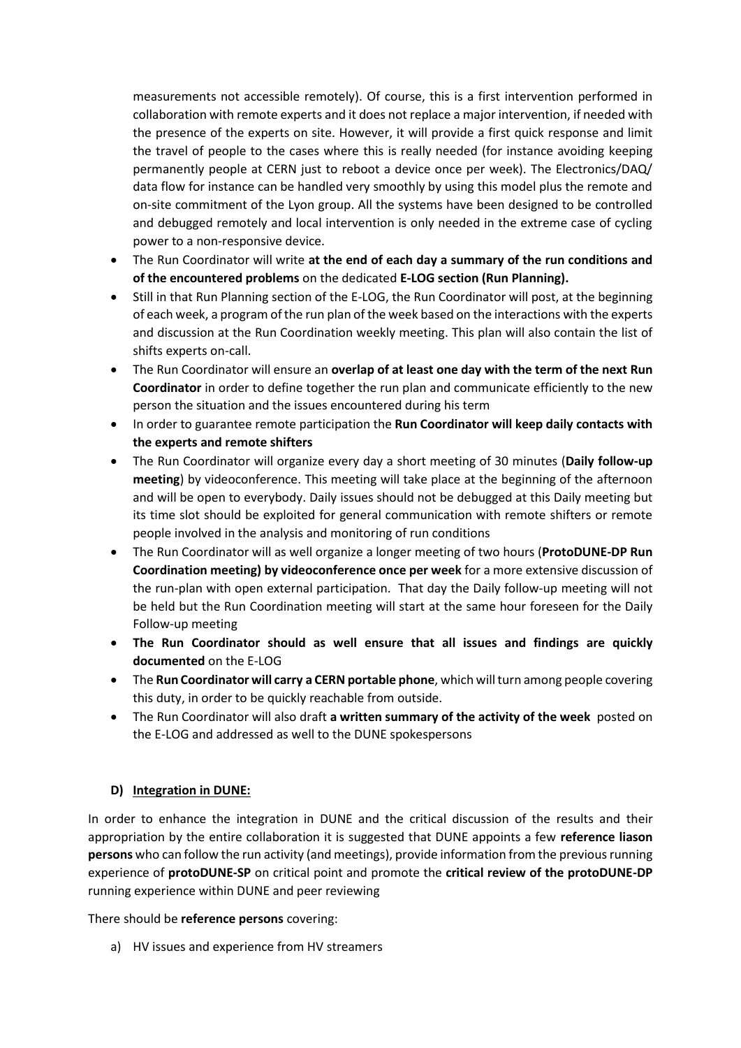measurements not accessible remotely). Of course, this is a first intervention performed in collaboration with remote experts and it does not replace a major intervention, if needed with the presence of the experts on site. However, it will provide a first quick response and limit the travel of people to the cases where this is really needed (for instance avoiding keeping permanently people at CERN just to reboot a device once per week). The Electronics/DAQ/ data flow for instance can be handled very smoothly by using this model plus the remote and on-site commitment of the Lyon group. All the systems have been designed to be controlled and debugged remotely and local intervention is only needed in the extreme case of cycling power to a non-responsive device.

- The Run Coordinator will write **at the end of each day a summary of the run conditions and of the encountered problems** on the dedicated **E-LOG section (Run Planning).**
- Still in that Run Planning section of the E-LOG, the Run Coordinator will post, at the beginning of each week, a program of the run plan of the week based on the interactions with the experts and discussion at the Run Coordination weekly meeting. This plan will also contain the list of shifts experts on-call.
- The Run Coordinator will ensure an **overlap of at least one day with the term of the next Run Coordinator** in order to define together the run plan and communicate efficiently to the new person the situation and the issues encountered during his term
- In order to guarantee remote participation the **Run Coordinator will keep daily contacts with the experts and remote shifters**
- The Run Coordinator will organize every day a short meeting of 30 minutes (**Daily follow-up meeting**) by videoconference. This meeting will take place at the beginning of the afternoon and will be open to everybody. Daily issues should not be debugged at this Daily meeting but its time slot should be exploited for general communication with remote shifters or remote people involved in the analysis and monitoring of run conditions
- The Run Coordinator will as well organize a longer meeting of two hours (**ProtoDUNE-DP Run Coordination meeting) by videoconference once per week** for a more extensive discussion of the run-plan with open external participation. That day the Daily follow-up meeting will not be held but the Run Coordination meeting will start at the same hour foreseen for the Daily Follow-up meeting
- **The Run Coordinator should as well ensure that all issues and findings are quickly documented** on the E-LOG
- The **Run Coordinator will carry a CERN portable phone**, which will turn among people covering this duty, in order to be quickly reachable from outside.
- The Run Coordinator will also draft **a written summary of the activity of the week** posted on the E-LOG and addressed as well to the DUNE spokespersons

### D) Integration in DUNE:

In order to enhance the integration in DUNE and the critical discussion of the results and their appropriation by the entire collaboration it is suggested that DUNE appoints a few **reference liason persons** who can follow the run activity (and meetings), provide information from the previous running experience of **protoDUNE-SP** on critical point and promote the **critical review of the protoDUNE-DP** running experience within DUNE and peer reviewing

There should be **reference persons** covering:

a) HV issues and experience from HV streamers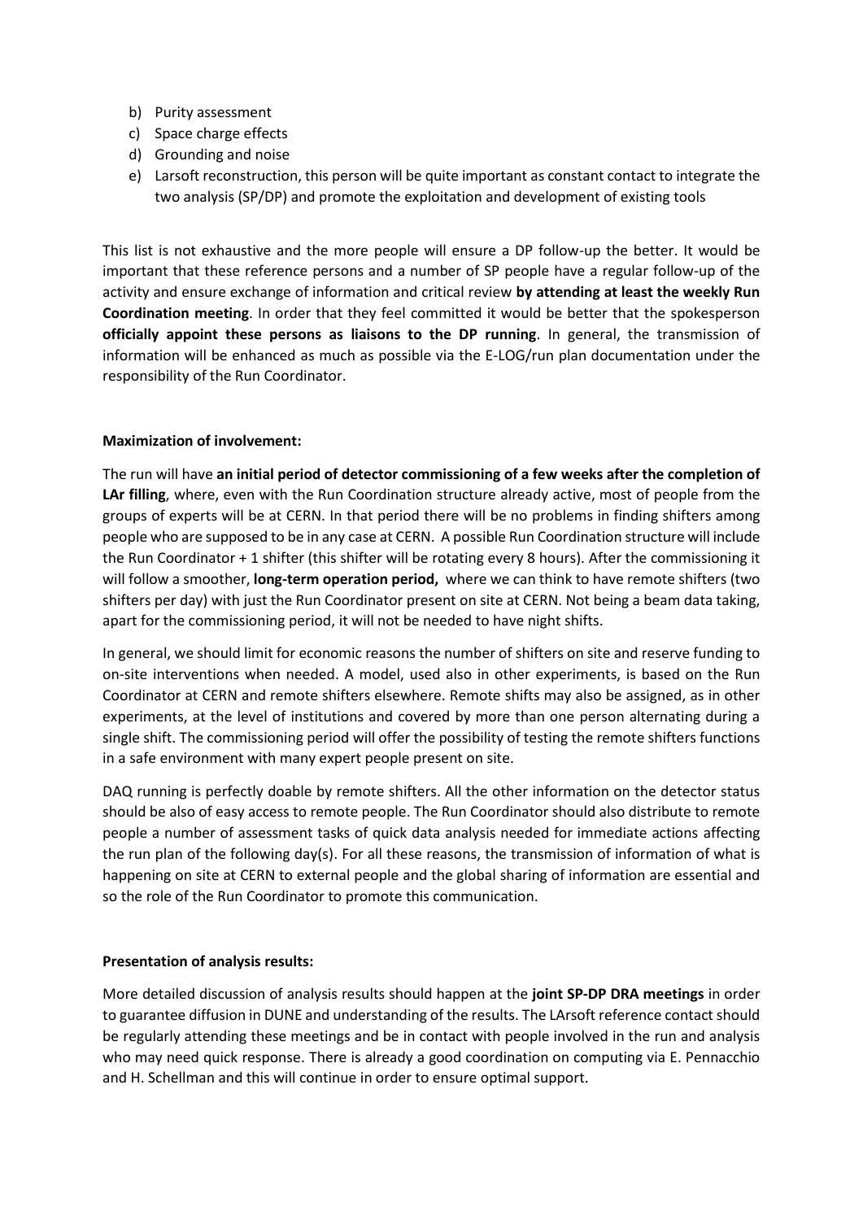b) Purity assessment
c) Space charge effects
d) Grounding and noise
e) Larsoft reconstruction, this person will be quite important as constant contact to integrate the two analysis (SP/DP) and promote the exploitation and development of existing tools

This list is not exhaustive and the more people will ensure a DP follow-up the better. It would be important that these reference persons and a number of SP people have a regular follow-up of the activity and ensure exchange of information and critical review **by attending at least the weekly Run Coordination meeting**. In order that they feel committed it would be better that the spokesperson **officially appoint these persons as liaisons to the DP running**. In general, the transmission of information will be enhanced as much as possible via the E-LOG/run plan documentation under the responsibility of the Run Coordinator.

**Maximization of involvement:**

The run will have **an initial period of detector commissioning of a few weeks after the completion of LAr filling**, where, even with the Run Coordination structure already active, most of people from the groups of experts will be at CERN. In that period there will be no problems in finding shifters among people who are supposed to be in any case at CERN. A possible Run Coordination structure will include the Run Coordinator + 1 shifter (this shifter will be rotating every 8 hours). After the commissioning it will follow a smoother, **long-term operation period,** where we can think to have remote shifters (two shifters per day) with just the Run Coordinator present on site at CERN. Not being a beam data taking, apart for the commissioning period, it will not be needed to have night shifts.

In general, we should limit for economic reasons the number of shifters on site and reserve funding to on-site interventions when needed. A model, used also in other experiments, is based on the Run Coordinator at CERN and remote shifters elsewhere. Remote shifts may also be assigned, as in other experiments, at the level of institutions and covered by more than one person alternating during a single shift. The commissioning period will offer the possibility of testing the remote shifters functions in a safe environment with many expert people present on site.

DAQ running is perfectly doable by remote shifters. All the other information on the detector status should be also of easy access to remote people. The Run Coordinator should also distribute to remote people a number of assessment tasks of quick data analysis needed for immediate actions affecting the run plan of the following day(s). For all these reasons, the transmission of information of what is happening on site at CERN to external people and the global sharing of information are essential and so the role of the Run Coordinator to promote this communication.

**Presentation of analysis results:**

More detailed discussion of analysis results should happen at the **joint SP-DP DRA meetings** in order to guarantee diffusion in DUNE and understanding of the results. The LArsoft reference contact should be regularly attending these meetings and be in contact with people involved in the run and analysis who may need quick response. There is already a good coordination on computing via E. Pennacchio and H. Schellman and this will continue in order to ensure optimal support.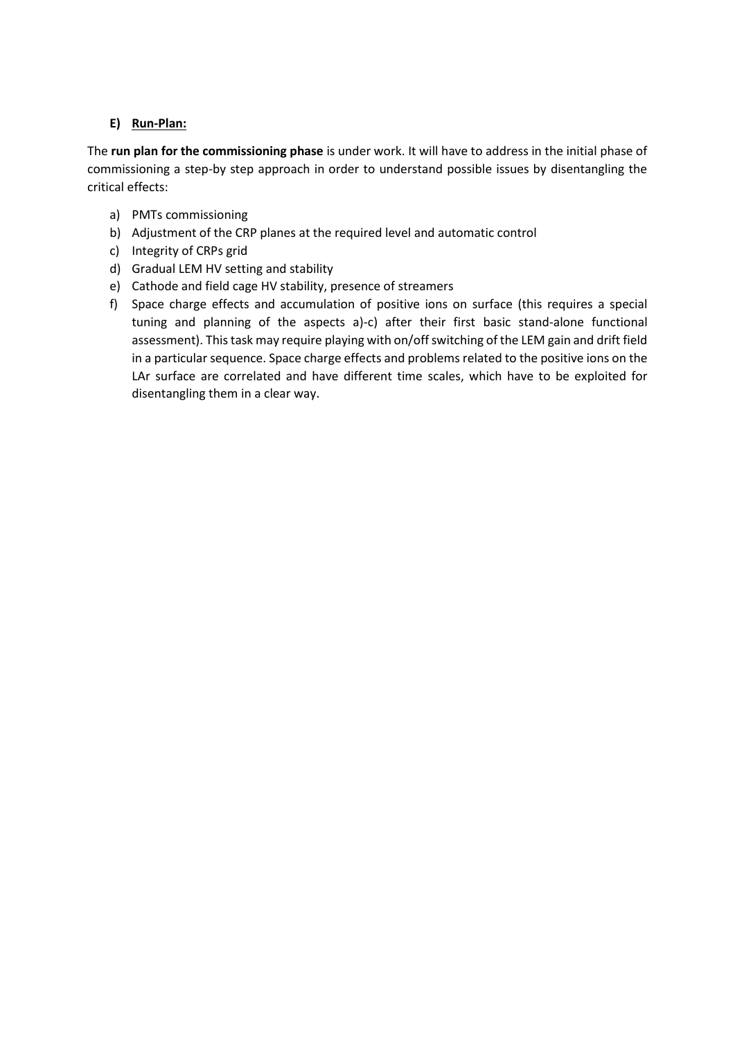### E) <u>Run-Plan:</u>

The **run plan for the commissioning phase** is under work. It will have to address in the initial phase of commissioning a step-by step approach in order to understand possible issues by disentangling the critical effects:

a) PMTs commissioning
b) Adjustment of the CRP planes at the required level and automatic control
c) Integrity of CRPs grid
d) Gradual LEM HV setting and stability
e) Cathode and field cage HV stability, presence of streamers
f) Space charge effects and accumulation of positive ions on surface (this requires a special tuning and planning of the aspects a)-c) after their first basic stand-alone functional assessment). This task may require playing with on/off switching of the LEM gain and drift field in a particular sequence. Space charge effects and problems related to the positive ions on the LAr surface are correlated and have different time scales, which have to be exploited for disentangling them in a clear way.